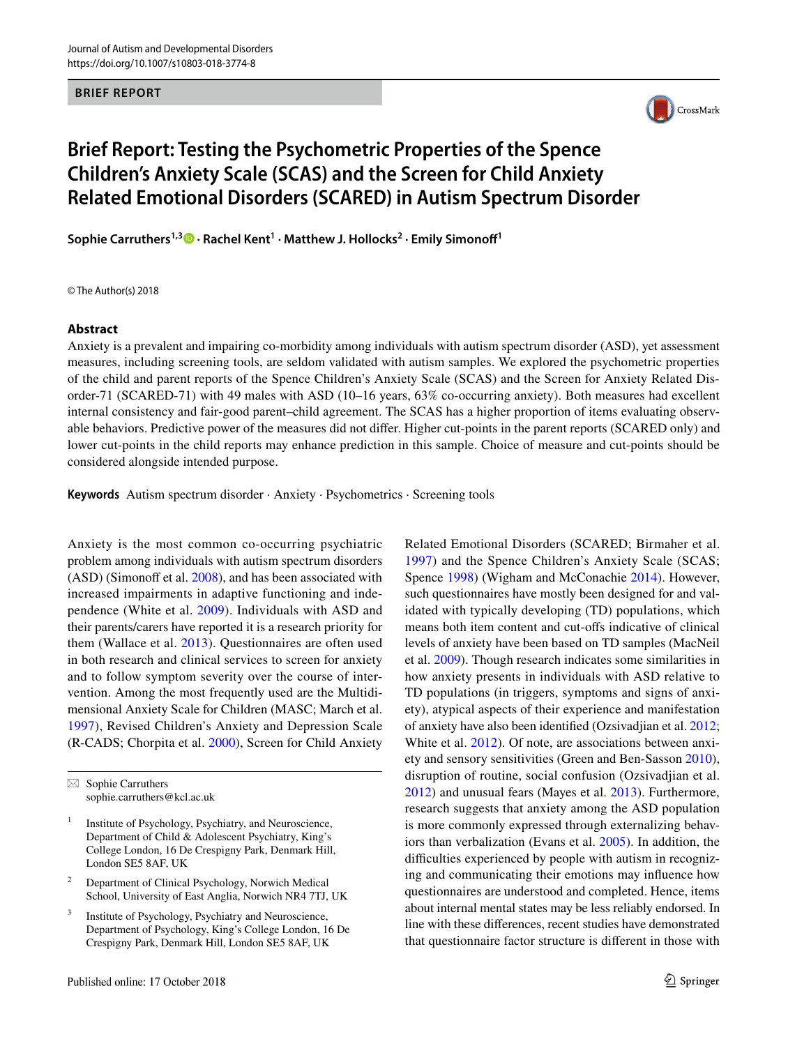BRIEF REPORT

# Brief Report: Testing the Psychometric Properties of the Spence Children's Anxiety Scale (SCAS) and the Screen for Child Anxiety Related Emotional Disorders (SCARED) in Autism Spectrum Disorder

**Sophie Carruthers[1,3] · Rachel Kent[1] · Matthew J. Hollocks[2] · Emily Simonoff[1]**

© The Author(s) 2018

## Abstract

Anxiety is a prevalent and impairing co-morbidity among individuals with autism spectrum disorder (ASD), yet assessment measures, including screening tools, are seldom validated with autism samples. We explored the psychometric properties of the child and parent reports of the Spence Children's Anxiety Scale (SCAS) and the Screen for Anxiety Related Disorder-71 (SCARED-71) with 49 males with ASD (10–16 years, 63% co-occurring anxiety). Both measures had excellent internal consistency and fair-good parent–child agreement. The SCAS has a higher proportion of items evaluating observable behaviors. Predictive power of the measures did not differ. Higher cut-points in the parent reports (SCARED only) and lower cut-points in the child reports may enhance prediction in this sample. Choice of measure and cut-points should be considered alongside intended purpose.

**Keywords** Autism spectrum disorder · Anxiety · Psychometrics · Screening tools

Anxiety is the most common co-occurring psychiatric problem among individuals with autism spectrum disorders (ASD) (Simonoff et al. 2008), and has been associated with increased impairments in adaptive functioning and independence (White et al. 2009). Individuals with ASD and their parents/carers have reported it is a research priority for them (Wallace et al. 2013). Questionnaires are often used in both research and clinical services to screen for anxiety and to follow symptom severity over the course of intervention. Among the most frequently used are the Multidimensional Anxiety Scale for Children (MASC; March et al. 1997), Revised Children's Anxiety and Depression Scale (R-CADS; Chorpita et al. 2000), Screen for Child Anxiety Related Emotional Disorders (SCARED; Birmaher et al. 1997) and the Spence Children's Anxiety Scale (SCAS; Spence 1998) (Wigham and McConachie 2014). However, such questionnaires have mostly been designed for and validated with typically developing (TD) populations, which means both item content and cut-offs indicative of clinical levels of anxiety have been based on TD samples (MacNeil et al. 2009). Though research indicates some similarities in how anxiety presents in individuals with ASD relative to TD populations (in triggers, symptoms and signs of anxiety), atypical aspects of their experience and manifestation of anxiety have also been identified (Ozsivadjian et al. 2012; White et al. 2012). Of note, are associations between anxiety and sensory sensitivities (Green and Ben-Sasson 2010), disruption of routine, social confusion (Ozsivadjian et al. 2012) and unusual fears (Mayes et al. 2013). Furthermore, research suggests that anxiety among the ASD population is more commonly expressed through externalizing behaviors than verbalization (Evans et al. 2005). In addition, the difficulties experienced by people with autism in recognizing and communicating their emotions may influence how questionnaires are understood and completed. Hence, items about internal mental states may be less reliably endorsed. In line with these differences, recent studies have demonstrated that questionnaire factor structure is different in those with

---

✉ Sophie Carruthers
sophie.carruthers@kcl.ac.uk

[1] Institute of Psychology, Psychiatry, and Neuroscience, Department of Child & Adolescent Psychiatry, King's College London, 16 De Crespigny Park, Denmark Hill, London SE5 8AF, UK

[2] Department of Clinical Psychology, Norwich Medical School, University of East Anglia, Norwich NR4 7TJ, UK

[3] Institute of Psychology, Psychiatry and Neuroscience, Department of Psychology, King's College London, 16 De Crespigny Park, Denmark Hill, London SE5 8AF, UK

Published online: 17 October 2018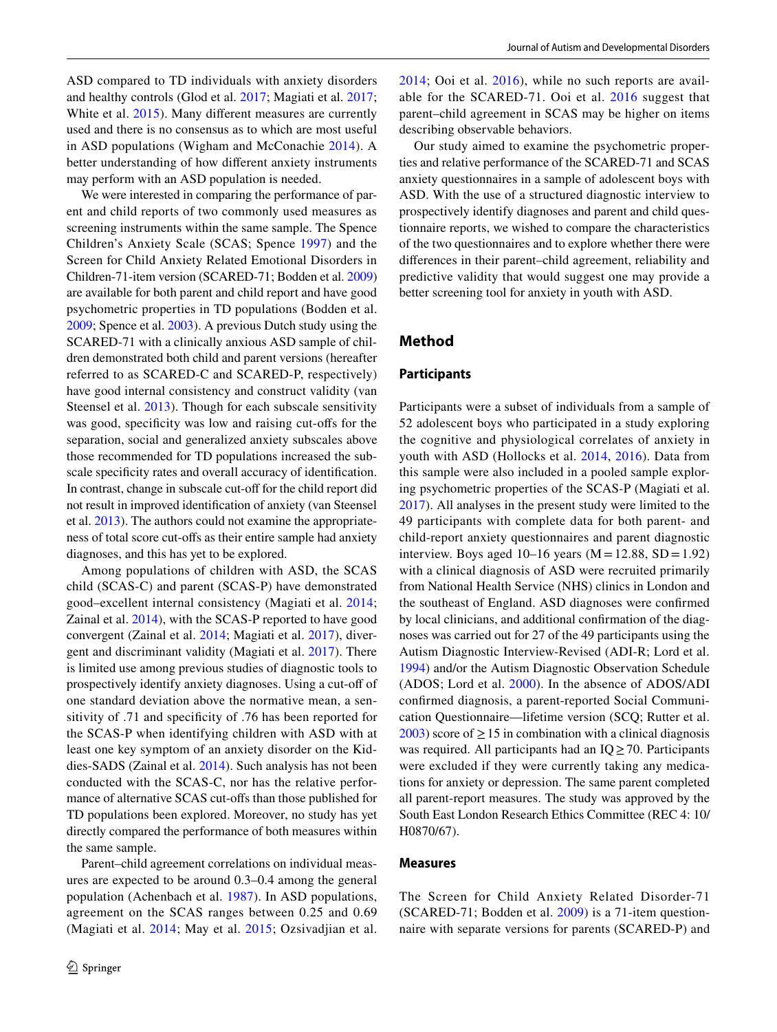ASD compared to TD individuals with anxiety disorders and healthy controls (Glod et al. 2017; Magiati et al. 2017; White et al. 2015). Many different measures are currently used and there is no consensus as to which are most useful in ASD populations (Wigham and McConachie 2014). A better understanding of how different anxiety instruments may perform with an ASD population is needed.

We were interested in comparing the performance of parent and child reports of two commonly used measures as screening instruments within the same sample. The Spence Children's Anxiety Scale (SCAS; Spence 1997) and the Screen for Child Anxiety Related Emotional Disorders in Children-71-item version (SCARED-71; Bodden et al. 2009) are available for both parent and child report and have good psychometric properties in TD populations (Bodden et al. 2009; Spence et al. 2003). A previous Dutch study using the SCARED-71 with a clinically anxious ASD sample of children demonstrated both child and parent versions (hereafter referred to as SCARED-C and SCARED-P, respectively) have good internal consistency and construct validity (van Steensel et al. 2013). Though for each subscale sensitivity was good, specificity was low and raising cut-offs for the separation, social and generalized anxiety subscales above those recommended for TD populations increased the subscale specificity rates and overall accuracy of identification. In contrast, change in subscale cut-off for the child report did not result in improved identification of anxiety (van Steensel et al. 2013). The authors could not examine the appropriateness of total score cut-offs as their entire sample had anxiety diagnoses, and this has yet to be explored.

Among populations of children with ASD, the SCAS child (SCAS-C) and parent (SCAS-P) have demonstrated good–excellent internal consistency (Magiati et al. 2014; Zainal et al. 2014), with the SCAS-P reported to have good convergent (Zainal et al. 2014; Magiati et al. 2017), divergent and discriminant validity (Magiati et al. 2017). There is limited use among previous studies of diagnostic tools to prospectively identify anxiety diagnoses. Using a cut-off of one standard deviation above the normative mean, a sensitivity of .71 and specificity of .76 has been reported for the SCAS-P when identifying children with ASD with at least one key symptom of an anxiety disorder on the Kiddies-SADS (Zainal et al. 2014). Such analysis has not been conducted with the SCAS-C, nor has the relative performance of alternative SCAS cut-offs than those published for TD populations been explored. Moreover, no study has yet directly compared the performance of both measures within the same sample.

Parent–child agreement correlations on individual measures are expected to be around 0.3–0.4 among the general population (Achenbach et al. 1987). In ASD populations, agreement on the SCAS ranges between 0.25 and 0.69 (Magiati et al. 2014; May et al. 2015; Ozsivadjian et al. 2014; Ooi et al. 2016), while no such reports are available for the SCARED-71. Ooi et al. 2016 suggest that parent–child agreement in SCAS may be higher on items describing observable behaviors.

Our study aimed to examine the psychometric properties and relative performance of the SCARED-71 and SCAS anxiety questionnaires in a sample of adolescent boys with ASD. With the use of a structured diagnostic interview to prospectively identify diagnoses and parent and child questionnaire reports, we wished to compare the characteristics of the two questionnaires and to explore whether there were differences in their parent–child agreement, reliability and predictive validity that would suggest one may provide a better screening tool for anxiety in youth with ASD.

## Method

### Participants

Participants were a subset of individuals from a sample of 52 adolescent boys who participated in a study exploring the cognitive and physiological correlates of anxiety in youth with ASD (Hollocks et al. 2014, 2016). Data from this sample were also included in a pooled sample exploring psychometric properties of the SCAS-P (Magiati et al. 2017). All analyses in the present study were limited to the 49 participants with complete data for both parent- and child-report anxiety questionnaires and parent diagnostic interview. Boys aged 10–16 years ($M = 12.88$, $SD = 1.92$) with a clinical diagnosis of ASD were recruited primarily from National Health Service (NHS) clinics in London and the southeast of England. ASD diagnoses were confirmed by local clinicians, and additional confirmation of the diagnoses was carried out for 27 of the 49 participants using the Autism Diagnostic Interview-Revised (ADI-R; Lord et al. 1994) and/or the Autism Diagnostic Observation Schedule (ADOS; Lord et al. 2000). In the absence of ADOS/ADI confirmed diagnosis, a parent-reported Social Communication Questionnaire—lifetime version (SCQ; Rutter et al. 2003) score of $\geq 15$ in combination with a clinical diagnosis was required. All participants had an IQ $\geq 70$. Participants were excluded if they were currently taking any medications for anxiety or depression. The same parent completed all parent-report measures. The study was approved by the South East London Research Ethics Committee (REC 4: 10/H0870/67).

### Measures

The Screen for Child Anxiety Related Disorder-71 (SCARED-71; Bodden et al. 2009) is a 71-item questionnaire with separate versions for parents (SCARED-P) and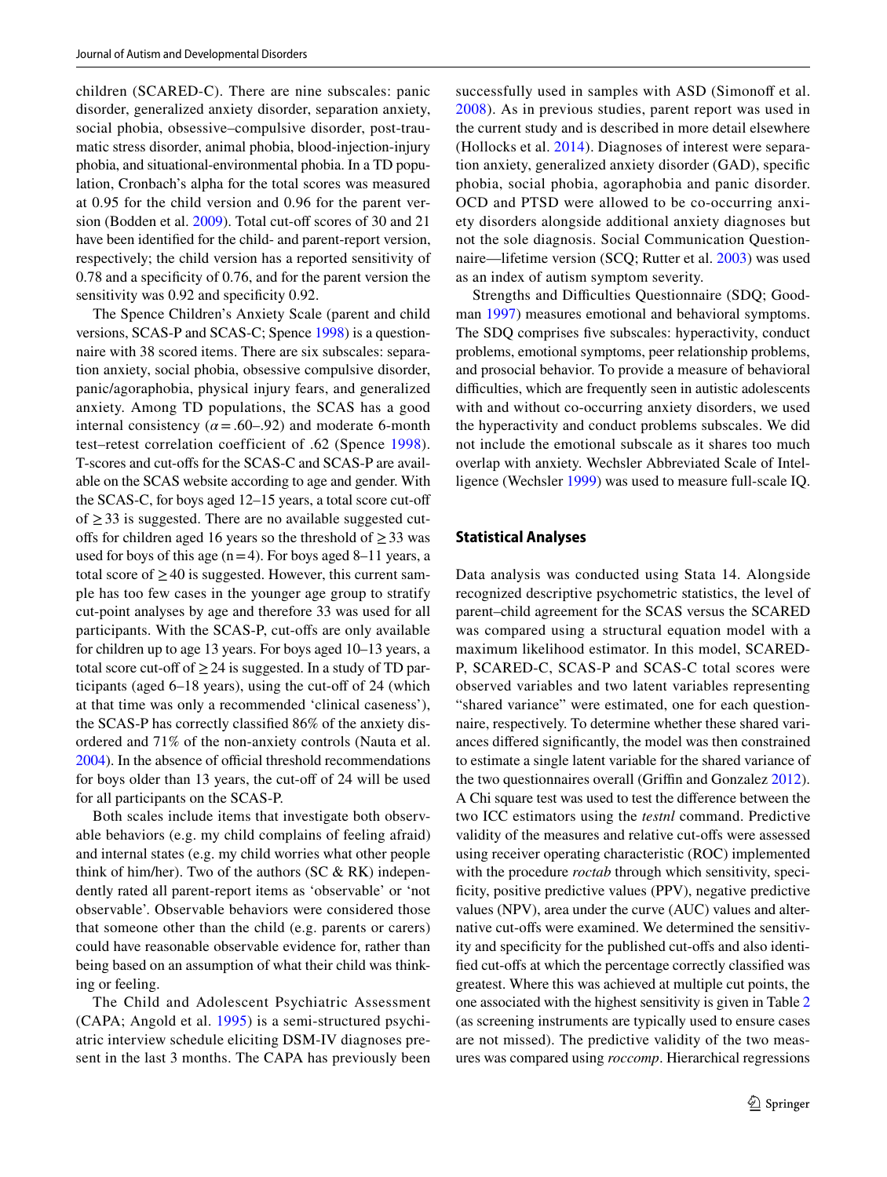children (SCARED-C). There are nine subscales: panic disorder, generalized anxiety disorder, separation anxiety, social phobia, obsessive–compulsive disorder, post-traumatic stress disorder, animal phobia, blood-injection-injury phobia, and situational-environmental phobia. In a TD population, Cronbach's alpha for the total scores was measured at 0.95 for the child version and 0.96 for the parent version (Bodden et al. 2009). Total cut-off scores of 30 and 21 have been identified for the child- and parent-report version, respectively; the child version has a reported sensitivity of 0.78 and a specificity of 0.76, and for the parent version the sensitivity was 0.92 and specificity 0.92.

The Spence Children's Anxiety Scale (parent and child versions, SCAS-P and SCAS-C; Spence 1998) is a questionnaire with 38 scored items. There are six subscales: separation anxiety, social phobia, obsessive compulsive disorder, panic/agoraphobia, physical injury fears, and generalized anxiety. Among TD populations, the SCAS has a good internal consistency ($\alpha = .60–.92$) and moderate 6-month test–retest correlation coefficient of .62 (Spence 1998). T-scores and cut-offs for the SCAS-C and SCAS-P are available on the SCAS website according to age and gender. With the SCAS-C, for boys aged 12–15 years, a total score cut-off of $\geq 33$ is suggested. There are no available suggested cut-offs for children aged 16 years so the threshold of $\geq 33$ was used for boys of this age ($n = 4$). For boys aged 8–11 years, a total score of $\geq 40$ is suggested. However, this current sample has too few cases in the younger age group to stratify cut-point analyses by age and therefore 33 was used for all participants. With the SCAS-P, cut-offs are only available for children up to age 13 years. For boys aged 10–13 years, a total score cut-off of $\geq 24$ is suggested. In a study of TD participants (aged 6–18 years), using the cut-off of 24 (which at that time was only a recommended 'clinical caseness'), the SCAS-P has correctly classified 86% of the anxiety disordered and 71% of the non-anxiety controls (Nauta et al. 2004). In the absence of official threshold recommendations for boys older than 13 years, the cut-off of 24 will be used for all participants on the SCAS-P.

Both scales include items that investigate both observable behaviors (e.g. my child complains of feeling afraid) and internal states (e.g. my child worries what other people think of him/her). Two of the authors (SC & RK) independently rated all parent-report items as 'observable' or 'not observable'. Observable behaviors were considered those that someone other than the child (e.g. parents or carers) could have reasonable observable evidence for, rather than being based on an assumption of what their child was thinking or feeling.

The Child and Adolescent Psychiatric Assessment (CAPA; Angold et al. 1995) is a semi-structured psychiatric interview schedule eliciting DSM-IV diagnoses present in the last 3 months. The CAPA has previously been successfully used in samples with ASD (Simonoff et al. 2008). As in previous studies, parent report was used in the current study and is described in more detail elsewhere (Hollocks et al. 2014). Diagnoses of interest were separation anxiety, generalized anxiety disorder (GAD), specific phobia, social phobia, agoraphobia and panic disorder. OCD and PTSD were allowed to be co-occurring anxiety disorders alongside additional anxiety diagnoses but not the sole diagnosis. Social Communication Questionnaire—lifetime version (SCQ; Rutter et al. 2003) was used as an index of autism symptom severity.

Strengths and Difficulties Questionnaire (SDQ; Goodman 1997) measures emotional and behavioral symptoms. The SDQ comprises five subscales: hyperactivity, conduct problems, emotional symptoms, peer relationship problems, and prosocial behavior. To provide a measure of behavioral difficulties, which are frequently seen in autistic adolescents with and without co-occurring anxiety disorders, we used the hyperactivity and conduct problems subscales. We did not include the emotional subscale as it shares too much overlap with anxiety. Wechsler Abbreviated Scale of Intelligence (Wechsler 1999) was used to measure full-scale IQ.

### Statistical Analyses

Data analysis was conducted using Stata 14. Alongside recognized descriptive psychometric statistics, the level of parent–child agreement for the SCAS versus the SCARED was compared using a structural equation model with a maximum likelihood estimator. In this model, SCARED-P, SCARED-C, SCAS-P and SCAS-C total scores were observed variables and two latent variables representing "shared variance" were estimated, one for each questionnaire, respectively. To determine whether these shared variances differed significantly, the model was then constrained to estimate a single latent variable for the shared variance of the two questionnaires overall (Griffin and Gonzalez 2012). A Chi square test was used to test the difference between the two ICC estimators using the *testnl* command. Predictive validity of the measures and relative cut-offs were assessed using receiver operating characteristic (ROC) implemented with the procedure *roctab* through which sensitivity, specificity, positive predictive values (PPV), negative predictive values (NPV), area under the curve (AUC) values and alternative cut-offs were examined. We determined the sensitivity and specificity for the published cut-offs and also identified cut-offs at which the percentage correctly classified was greatest. Where this was achieved at multiple cut points, the one associated with the highest sensitivity is given in Table 2 (as screening instruments are typically used to ensure cases are not missed). The predictive validity of the two measures was compared using *roccomp*. Hierarchical regressions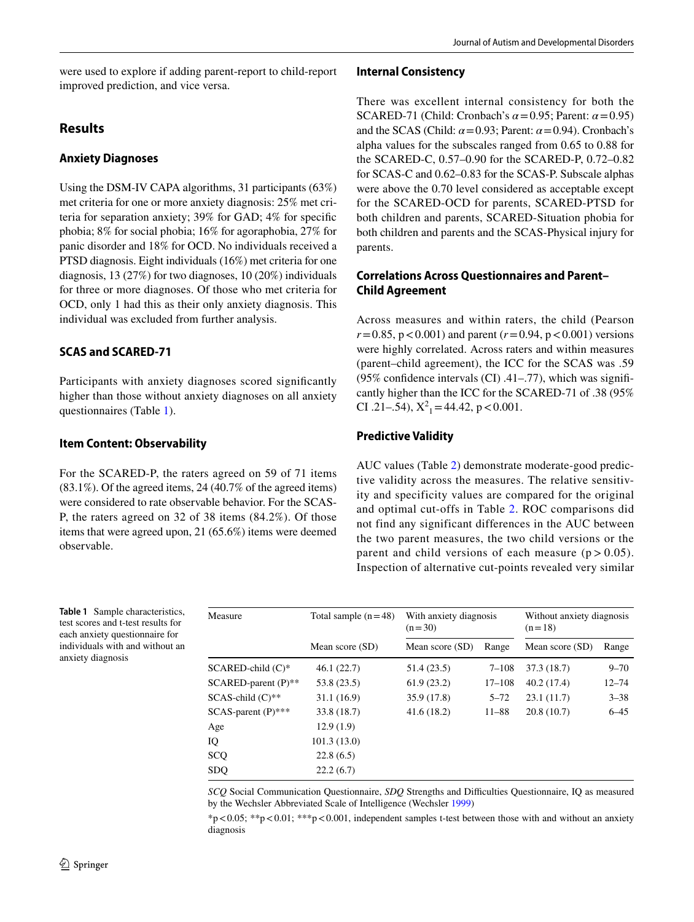were used to explore if adding parent-report to child-report improved prediction, and vice versa.

## Results

### Anxiety Diagnoses

Using the DSM-IV CAPA algorithms, 31 participants (63%) met criteria for one or more anxiety diagnosis: 25% met criteria for separation anxiety; 39% for GAD; 4% for specific phobia; 8% for social phobia; 16% for agoraphobia, 27% for panic disorder and 18% for OCD. No individuals received a PTSD diagnosis. Eight individuals (16%) met criteria for one diagnosis, 13 (27%) for two diagnoses, 10 (20%) individuals for three or more diagnoses. Of those who met criteria for OCD, only 1 had this as their only anxiety diagnosis. This individual was excluded from further analysis.

### SCAS and SCARED-71

Participants with anxiety diagnoses scored significantly higher than those without anxiety diagnoses on all anxiety questionnaires (Table 1).

### Item Content: Observability

For the SCARED-P, the raters agreed on 59 of 71 items (83.1%). Of the agreed items, 24 (40.7% of the agreed items) were considered to rate observable behavior. For the SCAS-P, the raters agreed on 32 of 38 items (84.2%). Of those items that were agreed upon, 21 (65.6%) items were deemed observable.

### Internal Consistency

There was excellent internal consistency for both the SCARED-71 (Child: Cronbach's $\alpha = 0.95$; Parent: $\alpha = 0.95$) and the SCAS (Child: $\alpha = 0.93$; Parent: $\alpha = 0.94$). Cronbach's alpha values for the subscales ranged from 0.65 to 0.88 for the SCARED-C, 0.57–0.90 for the SCARED-P, 0.72–0.82 for SCAS-C and 0.62–0.83 for the SCAS-P. Subscale alphas were above the 0.70 level considered as acceptable except for the SCARED-OCD for parents, SCARED-PTSD for both children and parents, SCARED-Situation phobia for both children and parents and the SCAS-Physical injury for parents.

### Correlations Across Questionnaires and Parent–Child Agreement

Across measures and within raters, the child (Pearson $r = 0.85$, $p < 0.001$) and parent ($r = 0.94$, $p < 0.001$) versions were highly correlated. Across raters and within measures (parent–child agreement), the ICC for the SCAS was .59 (95% confidence intervals (CI) .41–.77), which was significantly higher than the ICC for the SCARED-71 of .38 (95% CI .21–.54), $X^2_1 = 44.42$, $p < 0.001$.

### Predictive Validity

AUC values (Table 2) demonstrate moderate-good predictive validity across the measures. The relative sensitivity and specificity values are compared for the original and optimal cut-offs in Table 2. ROC comparisons did not find any significant differences in the AUC between the two parent measures, the two child versions or the parent and child versions of each measure ($p > 0.05$). Inspection of alternative cut-points revealed very similar

**Table 1** Sample characteristics, test scores and t-test results for each anxiety questionnaire for individuals with and without an anxiety diagnosis

| Measure | Total sample (n = 48) | With anxiety diagnosis (n = 30) | | Without anxiety diagnosis (n = 18) | |
|---|---|---|---|---|---|
| | Mean score (SD) | Mean score (SD) | Range | Mean score (SD) | Range |
| SCARED-child (C)* | 46.1 (22.7) | 51.4 (23.5) | 7–108 | 37.3 (18.7) | 9–70 |
| SCARED-parent (P)** | 53.8 (23.5) | 61.9 (23.2) | 17–108 | 40.2 (17.4) | 12–74 |
| SCAS-child (C)** | 31.1 (16.9) | 35.9 (17.8) | 5–72 | 23.1 (11.7) | 3–38 |
| SCAS-parent (P)*** | 33.8 (18.7) | 41.6 (18.2) | 11–88 | 20.8 (10.7) | 6–45 |
| Age | 12.9 (1.9) | | | | |
| IQ | 101.3 (13.0) | | | | |
| SCQ | 22.8 (6.5) | | | | |
| SDQ | 22.2 (6.7) | | | | |

*SCQ* Social Communication Questionnaire, *SDQ* Strengths and Difficulties Questionnaire, IQ as measured by the Wechsler Abbreviated Scale of Intelligence (Wechsler 1999)

*$p < 0.05$; **$p < 0.01$; ***$p < 0.001$, independent samples t-test between those with and without an anxiety diagnosis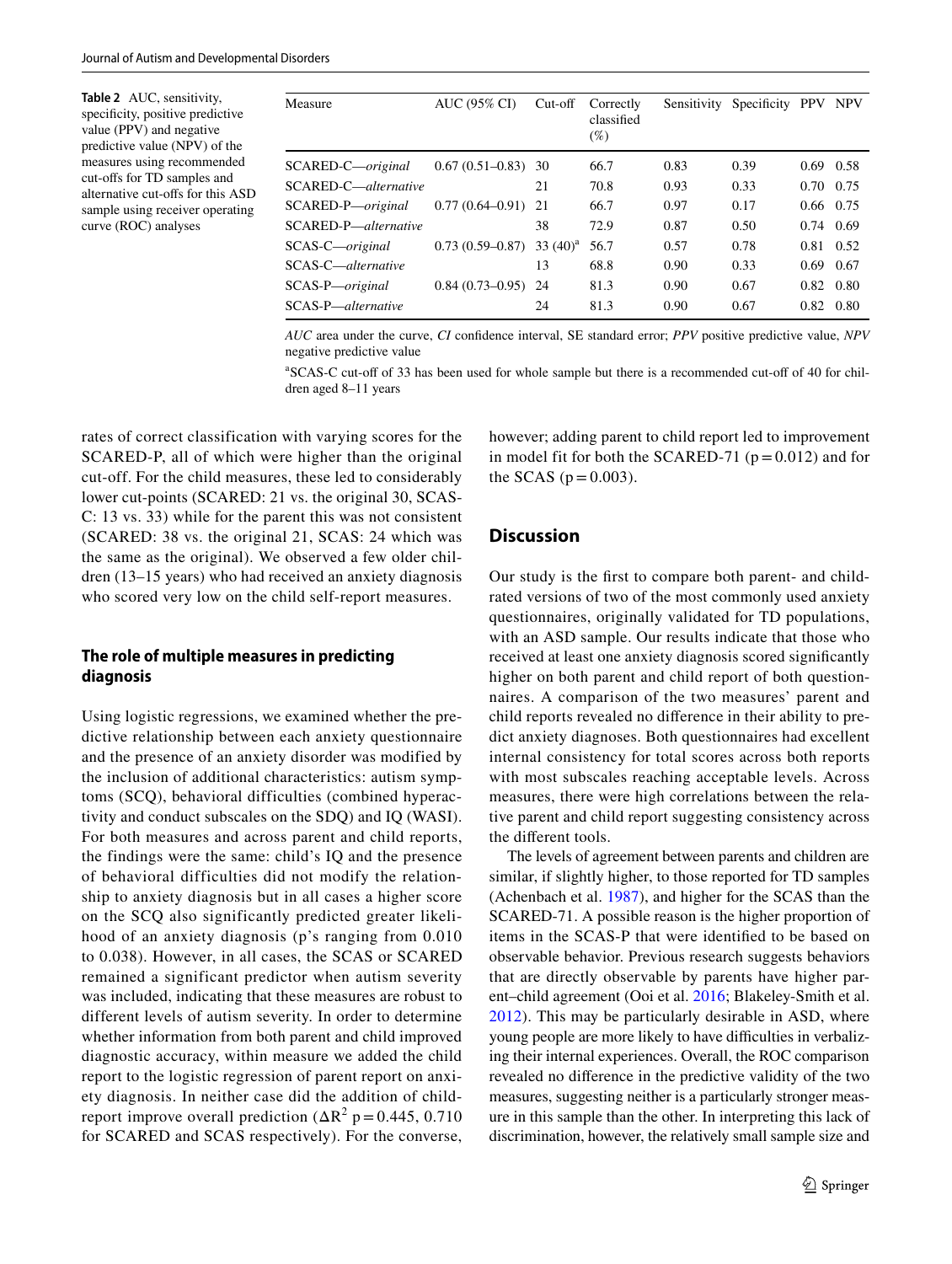**Table 2** AUC, sensitivity, specificity, positive predictive value (PPV) and negative predictive value (NPV) of the measures using recommended cut-offs for TD samples and alternative cut-offs for this ASD sample using receiver operating curve (ROC) analyses

| Measure | AUC (95% CI) | Cut-off | Correctly classified (%) | Sensitivity | Specificity | PPV | NPV |
|---|---|---|---|---|---|---|---|
| SCARED-C—*original* | 0.67 (0.51–0.83) | 30 | 66.7 | 0.83 | 0.39 | 0.69 | 0.58 |
| SCARED-C—*alternative* | | 21 | 70.8 | 0.93 | 0.33 | 0.70 | 0.75 |
| SCARED-P—*original* | 0.77 (0.64–0.91) | 21 | 66.7 | 0.97 | 0.17 | 0.66 | 0.75 |
| SCARED-P—*alternative* | | 38 | 72.9 | 0.87 | 0.50 | 0.74 | 0.69 |
| SCAS-C—*original* | 0.73 (0.59–0.87) | 33 (40)[a] | 56.7 | 0.57 | 0.78 | 0.81 | 0.52 |
| SCAS-C—*alternative* | | 13 | 68.8 | 0.90 | 0.33 | 0.69 | 0.67 |
| SCAS-P—*original* | 0.84 (0.73–0.95) | 24 | 81.3 | 0.90 | 0.67 | 0.82 | 0.80 |
| SCAS-P—*alternative* | | 24 | 81.3 | 0.90 | 0.67 | 0.82 | 0.80 |

*AUC* area under the curve, *CI* confidence interval, SE standard error; *PPV* positive predictive value, *NPV* negative predictive value

[a]SCAS-C cut-off of 33 has been used for whole sample but there is a recommended cut-off of 40 for children aged 8–11 years

rates of correct classification with varying scores for the SCARED-P, all of which were higher than the original cut-off. For the child measures, these led to considerably lower cut-points (SCARED: 21 vs. the original 30, SCAS-C: 13 vs. 33) while for the parent this was not consistent (SCARED: 38 vs. the original 21, SCAS: 24 which was the same as the original). We observed a few older children (13–15 years) who had received an anxiety diagnosis who scored very low on the child self-report measures.

### The role of multiple measures in predicting diagnosis

Using logistic regressions, we examined whether the predictive relationship between each anxiety questionnaire and the presence of an anxiety disorder was modified by the inclusion of additional characteristics: autism symptoms (SCQ), behavioral difficulties (combined hyperactivity and conduct subscales on the SDQ) and IQ (WASI). For both measures and across parent and child reports, the findings were the same: child's IQ and the presence of behavioral difficulties did not modify the relationship to anxiety diagnosis but in all cases a higher score on the SCQ also significantly predicted greater likelihood of an anxiety diagnosis (p's ranging from 0.010 to 0.038). However, in all cases, the SCAS or SCARED remained a significant predictor when autism severity was included, indicating that these measures are robust to different levels of autism severity. In order to determine whether information from both parent and child improved diagnostic accuracy, within measure we added the child report to the logistic regression of parent report on anxiety diagnosis. In neither case did the addition of child-report improve overall prediction ($\Delta R^2$ p = 0.445, 0.710 for SCARED and SCAS respectively). For the converse, however; adding parent to child report led to improvement in model fit for both the SCARED-71 (p = 0.012) and for the SCAS (p = 0.003).

## Discussion

Our study is the first to compare both parent- and child-rated versions of two of the most commonly used anxiety questionnaires, originally validated for TD populations, with an ASD sample. Our results indicate that those who received at least one anxiety diagnosis scored significantly higher on both parent and child report of both questionnaires. A comparison of the two measures' parent and child reports revealed no difference in their ability to predict anxiety diagnoses. Both questionnaires had excellent internal consistency for total scores across both reports with most subscales reaching acceptable levels. Across measures, there were high correlations between the relative parent and child report suggesting consistency across the different tools.

The levels of agreement between parents and children are similar, if slightly higher, to those reported for TD samples (Achenbach et al. 1987), and higher for the SCAS than the SCARED-71. A possible reason is the higher proportion of items in the SCAS-P that were identified to be based on observable behavior. Previous research suggests behaviors that are directly observable by parents have higher parent–child agreement (Ooi et al. 2016; Blakeley-Smith et al. 2012). This may be particularly desirable in ASD, where young people are more likely to have difficulties in verbalizing their internal experiences. Overall, the ROC comparison revealed no difference in the predictive validity of the two measures, suggesting neither is a particularly stronger measure in this sample than the other. In interpreting this lack of discrimination, however, the relatively small sample size and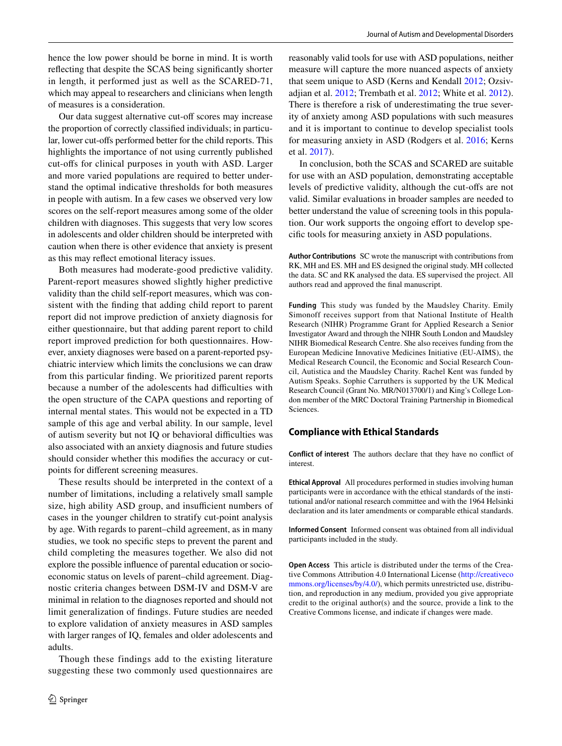hence the low power should be borne in mind. It is worth reflecting that despite the SCAS being significantly shorter in length, it performed just as well as the SCARED-71, which may appeal to researchers and clinicians when length of measures is a consideration.

Our data suggest alternative cut-off scores may increase the proportion of correctly classified individuals; in particular, lower cut-offs performed better for the child reports. This highlights the importance of not using currently published cut-offs for clinical purposes in youth with ASD. Larger and more varied populations are required to better understand the optimal indicative thresholds for both measures in people with autism. In a few cases we observed very low scores on the self-report measures among some of the older children with diagnoses. This suggests that very low scores in adolescents and older children should be interpreted with caution when there is other evidence that anxiety is present as this may reflect emotional literacy issues.

Both measures had moderate-good predictive validity. Parent-report measures showed slightly higher predictive validity than the child self-report measures, which was consistent with the finding that adding child report to parent report did not improve prediction of anxiety diagnosis for either questionnaire, but that adding parent report to child report improved prediction for both questionnaires. However, anxiety diagnoses were based on a parent-reported psychiatric interview which limits the conclusions we can draw from this particular finding. We prioritized parent reports because a number of the adolescents had difficulties with the open structure of the CAPA questions and reporting of internal mental states. This would not be expected in a TD sample of this age and verbal ability. In our sample, level of autism severity but not IQ or behavioral difficulties was also associated with an anxiety diagnosis and future studies should consider whether this modifies the accuracy or cut-points for different screening measures.

These results should be interpreted in the context of a number of limitations, including a relatively small sample size, high ability ASD group, and insufficient numbers of cases in the younger children to stratify cut-point analysis by age. With regards to parent–child agreement, as in many studies, we took no specific steps to prevent the parent and child completing the measures together. We also did not explore the possible influence of parental education or socioeconomic status on levels of parent–child agreement. Diagnostic criteria changes between DSM-IV and DSM-V are minimal in relation to the diagnoses reported and should not limit generalization of findings. Future studies are needed to explore validation of anxiety measures in ASD samples with larger ranges of IQ, females and older adolescents and adults.

Though these findings add to the existing literature suggesting these two commonly used questionnaires are reasonably valid tools for use with ASD populations, neither measure will capture the more nuanced aspects of anxiety that seem unique to ASD (Kerns and Kendall 2012; Ozsivadjian et al. 2012; Trembath et al. 2012; White et al. 2012). There is therefore a risk of underestimating the true severity of anxiety among ASD populations with such measures and it is important to continue to develop specialist tools for measuring anxiety in ASD (Rodgers et al. 2016; Kerns et al. 2017).

In conclusion, both the SCAS and SCARED are suitable for use with an ASD population, demonstrating acceptable levels of predictive validity, although the cut-offs are not valid. Similar evaluations in broader samples are needed to better understand the value of screening tools in this population. Our work supports the ongoing effort to develop specific tools for measuring anxiety in ASD populations.

**Author Contributions** SC wrote the manuscript with contributions from RK, MH and ES. MH and ES designed the original study. MH collected the data. SC and RK analysed the data. ES supervised the project. All authors read and approved the final manuscript.

**Funding** This study was funded by the Maudsley Charity. Emily Simonoff receives support from that National Institute of Health Research (NIHR) Programme Grant for Applied Research a Senior Investigator Award and through the NIHR South London and Maudsley NIHR Biomedical Research Centre. She also receives funding from the European Medicine Innovative Medicines Initiative (EU-AIMS), the Medical Research Council, the Economic and Social Research Council, Autistica and the Maudsley Charity. Rachel Kent was funded by Autism Speaks. Sophie Carruthers is supported by the UK Medical Research Council (Grant No. MR/N013700/1) and King's College London member of the MRC Doctoral Training Partnership in Biomedical Sciences.

## Compliance with Ethical Standards

**Conflict of interest** The authors declare that they have no conflict of interest.

**Ethical Approval** All procedures performed in studies involving human participants were in accordance with the ethical standards of the institutional and/or national research committee and with the 1964 Helsinki declaration and its later amendments or comparable ethical standards.

**Informed Consent** Informed consent was obtained from all individual participants included in the study.

**Open Access** This article is distributed under the terms of the Creative Commons Attribution 4.0 International License (http://creativecommons.org/licenses/by/4.0/), which permits unrestricted use, distribution, and reproduction in any medium, provided you give appropriate credit to the original author(s) and the source, provide a link to the Creative Commons license, and indicate if changes were made.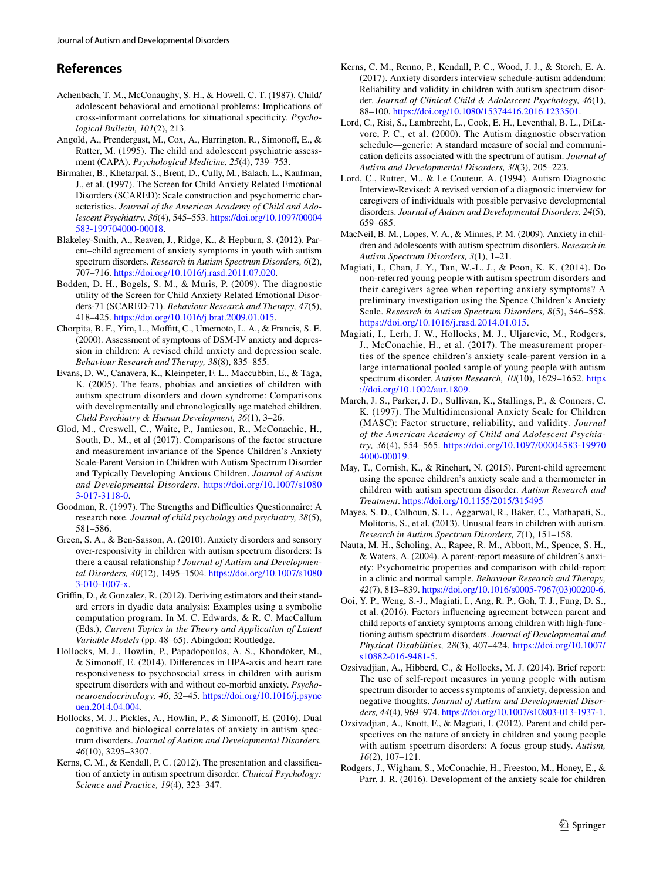## References

Achenbach, T. M., McConaughy, S. H., & Howell, C. T. (1987). Child/adolescent behavioral and emotional problems: Implications of cross-informant correlations for situational specificity. *Psychological Bulletin, 101*(2), 213.

Angold, A., Prendergast, M., Cox, A., Harrington, R., Simonoff, E., & Rutter, M. (1995). The child and adolescent psychiatric assessment (CAPA). *Psychological Medicine, 25*(4), 739–753.

Birmaher, B., Khetarpal, S., Brent, D., Cully, M., Balach, L., Kaufman, J., et al. (1997). The Screen for Child Anxiety Related Emotional Disorders (SCARED): Scale construction and psychometric characteristics. *Journal of the American Academy of Child and Adolescent Psychiatry, 36*(4), 545–553. https://doi.org/10.1097/00004583-199704000-00018.

Blakeley-Smith, A., Reaven, J., Ridge, K., & Hepburn, S. (2012). Parent–child agreement of anxiety symptoms in youth with autism spectrum disorders. *Research in Autism Spectrum Disorders, 6*(2), 707–716. https://doi.org/10.1016/j.rasd.2011.07.020.

Bodden, D. H., Bogels, S. M., & Muris, P. (2009). The diagnostic utility of the Screen for Child Anxiety Related Emotional Disorders-71 (SCARED-71). *Behaviour Research and Therapy, 47*(5), 418–425. https://doi.org/10.1016/j.brat.2009.01.015.

Chorpita, B. F., Yim, L., Moffitt, C., Umemoto, L. A., & Francis, S. E. (2000). Assessment of symptoms of DSM-IV anxiety and depression in children: A revised child anxiety and depression scale. *Behaviour Research and Therapy, 38*(8), 835–855.

Evans, D. W., Canavera, K., Kleinpeter, F. L., Maccubbin, E., & Taga, K. (2005). The fears, phobias and anxieties of children with autism spectrum disorders and down syndrome: Comparisons with developmentally and chronologically age matched children. *Child Psychiatry & Human Development, 36*(1), 3–26.

Glod, M., Creswell, C., Waite, P., Jamieson, R., McConachie, H., South, D., M., et al (2017). Comparisons of the factor structure and measurement invariance of the Spence Children's Anxiety Scale-Parent Version in Children with Autism Spectrum Disorder and Typically Developing Anxious Children. *Journal of Autism and Developmental Disorders*. https://doi.org/10.1007/s10803-017-3118-0.

Goodman, R. (1997). The Strengths and Difficulties Questionnaire: A research note. *Journal of child psychology and psychiatry, 38*(5), 581–586.

Green, S. A., & Ben-Sasson, A. (2010). Anxiety disorders and sensory over-responsivity in children with autism spectrum disorders: Is there a causal relationship? *Journal of Autism and Developmental Disorders, 40*(12), 1495–1504. https://doi.org/10.1007/s10803-010-1007-x.

Griffin, D., & Gonzalez, R. (2012). Deriving estimators and their standard errors in dyadic data analysis: Examples using a symbolic computation program. In M. C. Edwards, & R. C. MacCallum (Eds.), *Current Topics in the Theory and Application of Latent Variable Models* (pp. 48–65). Abingdon: Routledge.

Hollocks, M. J., Howlin, P., Papadopoulos, A. S., Khondoker, M., & Simonoff, E. (2014). Differences in HPA-axis and heart rate responsiveness to psychosocial stress in children with autism spectrum disorders with and without co-morbid anxiety. *Psychoneuroendocrinology, 46*, 32–45. https://doi.org/10.1016/j.psyneuen.2014.04.004.

Hollocks, M. J., Pickles, A., Howlin, P., & Simonoff, E. (2016). Dual cognitive and biological correlates of anxiety in autism spectrum disorders. *Journal of Autism and Developmental Disorders, 46*(10), 3295–3307.

Kerns, C. M., & Kendall, P. C. (2012). The presentation and classification of anxiety in autism spectrum disorder. *Clinical Psychology: Science and Practice, 19*(4), 323–347.

Kerns, C. M., Renno, P., Kendall, P. C., Wood, J. J., & Storch, E. A. (2017). Anxiety disorders interview schedule-autism addendum: Reliability and validity in children with autism spectrum disorder. *Journal of Clinical Child & Adolescent Psychology, 46*(1), 88–100. https://doi.org/10.1080/15374416.2016.1233501.

Lord, C., Risi, S., Lambrecht, L., Cook, E. H., Leventhal, B. L., DiLavore, P. C., et al. (2000). The Autism diagnostic observation schedule—generic: A standard measure of social and communication deficits associated with the spectrum of autism. *Journal of Autism and Developmental Disorders, 30*(3), 205–223.

Lord, C., Rutter, M., & Le Couteur, A. (1994). Autism Diagnostic Interview-Revised: A revised version of a diagnostic interview for caregivers of individuals with possible pervasive developmental disorders. *Journal of Autism and Developmental Disorders, 24*(5), 659–685.

MacNeil, B. M., Lopes, V. A., & Minnes, P. M. (2009). Anxiety in children and adolescents with autism spectrum disorders. *Research in Autism Spectrum Disorders, 3*(1), 1–21.

Magiati, I., Chan, J. Y., Tan, W.-L. J., & Poon, K. K. (2014). Do non-referred young people with autism spectrum disorders and their caregivers agree when reporting anxiety symptoms? A preliminary investigation using the Spence Children's Anxiety Scale. *Research in Autism Spectrum Disorders, 8*(5), 546–558. https://doi.org/10.1016/j.rasd.2014.01.015.

Magiati, I., Lerh, J. W., Hollocks, M. J., Uljarevic, M., Rodgers, J., McConachie, H., et al. (2017). The measurement properties of the spence children's anxiety scale-parent version in a large international pooled sample of young people with autism spectrum disorder. *Autism Research, 10*(10), 1629–1652. https://doi.org/10.1002/aur.1809.

March, J. S., Parker, J. D., Sullivan, K., Stallings, P., & Conners, C. K. (1997). The Multidimensional Anxiety Scale for Children (MASC): Factor structure, reliability, and validity. *Journal of the American Academy of Child and Adolescent Psychiatry, 36*(4), 554–565. https://doi.org/10.1097/00004583-199704000-00019.

May, T., Cornish, K., & Rinehart, N. (2015). Parent-child agreement using the spence children's anxiety scale and a thermometer in children with autism spectrum disorder. *Autism Research and Treatment*. https://doi.org/10.1155/2015/315495

Mayes, S. D., Calhoun, S. L., Aggarwal, R., Baker, C., Mathapati, S., Molitoris, S., et al. (2013). Unusual fears in children with autism. *Research in Autism Spectrum Disorders, 7*(1), 151–158.

Nauta, M. H., Scholing, A., Rapee, R. M., Abbott, M., Spence, S. H., & Waters, A. (2004). A parent-report measure of children's anxiety: Psychometric properties and comparison with child-report in a clinic and normal sample. *Behaviour Research and Therapy, 42*(7), 813–839. https://doi.org/10.1016/s0005-7967(03)00200-6.

Ooi, Y. P., Weng, S.-J., Magiati, I., Ang, R. P., Goh, T. J., Fung, D. S., et al. (2016). Factors influencing agreement between parent and child reports of anxiety symptoms among children with high-functioning autism spectrum disorders. *Journal of Developmental and Physical Disabilities, 28*(3), 407–424. https://doi.org/10.1007/s10882-016-9481-5.

Ozsivadjian, A., Hibberd, C., & Hollocks, M. J. (2014). Brief report: The use of self-report measures in young people with autism spectrum disorder to access symptoms of anxiety, depression and negative thoughts. *Journal of Autism and Developmental Disorders, 44*(4), 969–974. https://doi.org/10.1007/s10803-013-1937-1.

Ozsivadjian, A., Knott, F., & Magiati, I. (2012). Parent and child perspectives on the nature of anxiety in children and young people with autism spectrum disorders: A focus group study. *Autism, 16*(2), 107–121.

Rodgers, J., Wigham, S., McConachie, H., Freeston, M., Honey, E., & Parr, J. R. (2016). Development of the anxiety scale for children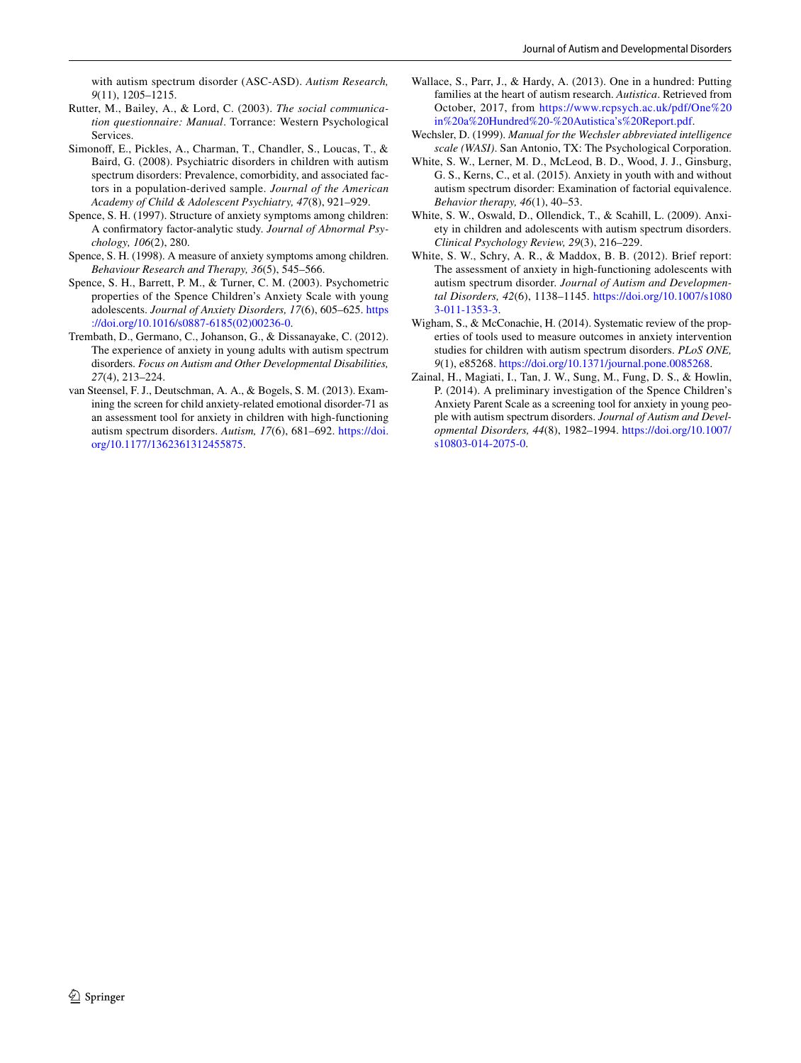with autism spectrum disorder (ASC-ASD). *Autism Research, 9*(11), 1205–1215.

Rutter, M., Bailey, A., & Lord, C. (2003). *The social communication questionnaire: Manual*. Torrance: Western Psychological Services.

Simonoff, E., Pickles, A., Charman, T., Chandler, S., Loucas, T., & Baird, G. (2008). Psychiatric disorders in children with autism spectrum disorders: Prevalence, comorbidity, and associated factors in a population-derived sample. *Journal of the American Academy of Child & Adolescent Psychiatry, 47*(8), 921–929.

Spence, S. H. (1997). Structure of anxiety symptoms among children: A confirmatory factor-analytic study. *Journal of Abnormal Psychology, 106*(2), 280.

Spence, S. H. (1998). A measure of anxiety symptoms among children. *Behaviour Research and Therapy, 36*(5), 545–566.

Spence, S. H., Barrett, P. M., & Turner, C. M. (2003). Psychometric properties of the Spence Children's Anxiety Scale with young adolescents. *Journal of Anxiety Disorders, 17*(6), 605–625. https://doi.org/10.1016/s0887-6185(02)00236-0.

Trembath, D., Germano, C., Johanson, G., & Dissanayake, C. (2012). The experience of anxiety in young adults with autism spectrum disorders. *Focus on Autism and Other Developmental Disabilities, 27*(4), 213–224.

van Steensel, F. J., Deutschman, A. A., & Bogels, S. M. (2013). Examining the screen for child anxiety-related emotional disorder-71 as an assessment tool for anxiety in children with high-functioning autism spectrum disorders. *Autism, 17*(6), 681–692. https://doi.org/10.1177/1362361312455875.

Wallace, S., Parr, J., & Hardy, A. (2013). One in a hundred: Putting families at the heart of autism research. *Autistica*. Retrieved from October, 2017, from https://www.rcpsych.ac.uk/pdf/One%20in%20a%20Hundred%20-%20Autistica's%20Report.pdf.

Wechsler, D. (1999). *Manual for the Wechsler abbreviated intelligence scale (WASI)*. San Antonio, TX: The Psychological Corporation.

White, S. W., Lerner, M. D., McLeod, B. D., Wood, J. J., Ginsburg, G. S., Kerns, C., et al. (2015). Anxiety in youth with and without autism spectrum disorder: Examination of factorial equivalence. *Behavior therapy, 46*(1), 40–53.

White, S. W., Oswald, D., Ollendick, T., & Scahill, L. (2009). Anxiety in children and adolescents with autism spectrum disorders. *Clinical Psychology Review, 29*(3), 216–229.

White, S. W., Schry, A. R., & Maddox, B. B. (2012). Brief report: The assessment of anxiety in high-functioning adolescents with autism spectrum disorder. *Journal of Autism and Developmental Disorders, 42*(6), 1138–1145. https://doi.org/10.1007/s10803-011-1353-3.

Wigham, S., & McConachie, H. (2014). Systematic review of the properties of tools used to measure outcomes in anxiety intervention studies for children with autism spectrum disorders. *PLoS ONE, 9*(1), e85268. https://doi.org/10.1371/journal.pone.0085268.

Zainal, H., Magiati, I., Tan, J. W., Sung, M., Fung, D. S., & Howlin, P. (2014). A preliminary investigation of the Spence Children's Anxiety Parent Scale as a screening tool for anxiety in young people with autism spectrum disorders. *Journal of Autism and Developmental Disorders, 44*(8), 1982–1994. https://doi.org/10.1007/s10803-014-2075-0.